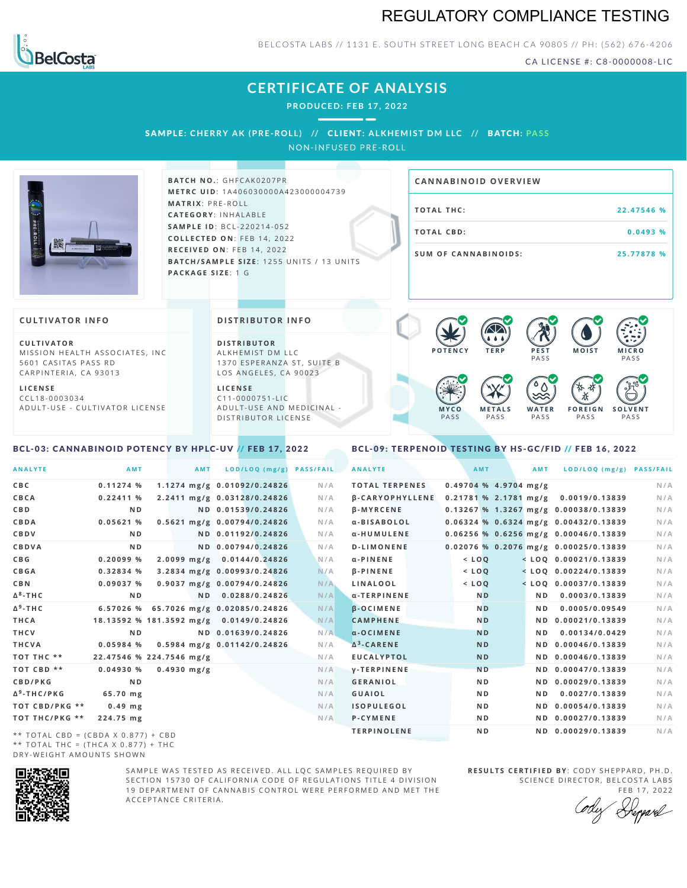# REGULATORY COMPLIANCE TESTING

BelCosta Labs

BELCOSTA LABS // 1131 E. SOUTH STREET LONG BEACH CA 90805 // PH: (562) 676-4206

CA LICENSE #: C8-0000008-LIC

## CERTIFICATE OF ANALYSIS

**PRODUCED: FEB 17, 2022**

**SAMPLE:** CHERRY AK (PRE-ROLL) // **CLIENT:** ALKHEMIST DM LLC // **BATCH:** PASS

NON-INFUSED PRE-ROLL

**BATCH NO.:** GHFCAK0207PR
**METRC UID:** 1A406030000A423000004739
**MATRIX:** PRE-ROLL
**CATEGORY:** INHALABLE
**SAMPLE ID:** BCL-220214-052
**COLLECTED ON:** FEB 14, 2022
**RECEIVED ON:** FEB 14, 2022
**BATCH/SAMPLE SIZE:** 1255 UNITS / 13 UNITS
**PACKAGE SIZE:** 1 G

### CANNABINOID OVERVIEW

| | |
|---|---|
| TOTAL THC: | 22.47546 % |
| TOTAL CBD: | 0.0493 % |
| SUM OF CANNABINOIDS: | 25.77878 % |

### CULTIVATOR INFO

**CULTIVATOR**
MISSION HEALTH ASSOCIATES, INC
5601 CASITAS PASS RD
CARPINTERIA, CA 93013

**LICENSE**
CCL18-0003034
ADULT-USE - CULTIVATOR LICENSE

### DISTRIBUTOR INFO

**DISTRIBUTOR**
ALKHEMIST DM LLC
1370 ESPERANZA ST, SUITE B
LOS ANGELES, CA 90023

**LICENSE**
C11-0000751-LIC
ADULT-USE AND MEDICINAL - DISTRIBUTOR LICENSE

POTENCY | TERP | PEST PASS | MOIST | MICRO PASS
MYCO PASS | METALS PASS | WATER PASS | FOREIGN PASS | SOLVENT PASS

### BCL-03: CANNABINOID POTENCY BY HPLC-UV // FEB 17, 2022

| ANALYTE | AMT | AMT | LOD/LOQ (mg/g) | PASS/FAIL |
|---|---|---|---|---|
| CBC | 0.11274 % | 1.1274 mg/g | 0.01092/0.24826 | N/A |
| CBCA | 0.22411 % | 2.2411 mg/g | 0.03128/0.24826 | N/A |
| CBD | ND | ND | 0.01539/0.24826 | N/A |
| CBDA | 0.05621 % | 0.5621 mg/g | 0.00794/0.24826 | N/A |
| CBDV | ND | ND | 0.01192/0.24826 | N/A |
| CBDVA | ND | ND | 0.00794/0.24826 | N/A |
| CBG | 0.20099 % | 2.0099 mg/g | 0.0144/0.24826 | N/A |
| CBGA | 0.32834 % | 3.2834 mg/g | 0.00993/0.24826 | N/A |
| CBN | 0.09037 % | 0.9037 mg/g | 0.00794/0.24826 | N/A |
| $\Delta^8$-THC | ND | ND | 0.0288/0.24826 | N/A |
| $\Delta^9$-THC | 6.57026 % | 65.7026 mg/g | 0.02085/0.24826 | N/A |
| THCA | 18.13592 % | 181.3592 mg/g | 0.0149/0.24826 | N/A |
| THCV | ND | ND | 0.01639/0.24826 | N/A |
| THCVA | 0.05984 % | 0.5984 mg/g | 0.01142/0.24826 | N/A |
| TOT THC ** | 22.47546 % | 224.7546 mg/g | | N/A |
| TOT CBD ** | 0.04930 % | 0.4930 mg/g | | N/A |
| CBD/PKG | ND | | | N/A |
| $\Delta^9$-THC/PKG | 65.70 mg | | | N/A |
| TOT CBD/PKG ** | 0.49 mg | | | N/A |
| TOT THC/PKG ** | 224.75 mg | | | N/A |

** TOTAL CBD = (CBDA X 0.877) + CBD
** TOTAL THC = (THCA X 0.877) + THC
DRY-WEIGHT AMOUNTS SHOWN

### BCL-09: TERPENOID TESTING BY HS-GC/FID // FEB 16, 2022

| ANALYTE | AMT | AMT | LOD/LOQ (mg/g) | PASS/FAIL |
|---|---|---|---|---|
| TOTAL TERPENES | 0.49704 % | 4.9704 mg/g | | N/A |
| β-CARYOPHYLLENE | 0.21781 % | 2.1781 mg/g | 0.0019/0.13839 | N/A |
| β-MYRCENE | 0.13267 % | 1.3267 mg/g | 0.00038/0.13839 | N/A |
| α-BISABOLOL | 0.06324 % | 0.6324 mg/g | 0.00432/0.13839 | N/A |
| α-HUMULENE | 0.06256 % | 0.6256 mg/g | 0.00046/0.13839 | N/A |
| D-LIMONENE | 0.02076 % | 0.2076 mg/g | 0.00025/0.13839 | N/A |
| α-PINENE | < LOQ | < LOQ | 0.00021/0.13839 | N/A |
| β-PINENE | < LOQ | < LOQ | 0.00224/0.13839 | N/A |
| LINALOOL | < LOQ | < LOQ | 0.00037/0.13839 | N/A |
| α-TERPINENE | ND | ND | 0.0003/0.13839 | N/A |
| β-OCIMENE | ND | ND | 0.0005/0.09549 | N/A |
| CAMPHENE | ND | ND | 0.00021/0.13839 | N/A |
| α-OCIMENE | ND | ND | 0.00134/0.0429 | N/A |
| $\Delta^3$-CARENE | ND | ND | 0.00046/0.13839 | N/A |
| EUCALYPTOL | ND | ND | 0.00046/0.13839 | N/A |
| γ-TERPINENE | ND | ND | 0.00047/0.13839 | N/A |
| GERANIOL | ND | ND | 0.00029/0.13839 | N/A |
| GUAIOL | ND | ND | 0.0027/0.13839 | N/A |
| ISOPULEGOL | ND | ND | 0.00054/0.13839 | N/A |
| P-CYMENE | ND | ND | 0.00027/0.13839 | N/A |
| TERPINOLENE | ND | ND | 0.00029/0.13839 | N/A |

SAMPLE WAS TESTED AS RECEIVED. ALL LQC SAMPLES REQUIRED BY SECTION 15730 OF CALIFORNIA CODE OF REGULATIONS TITLE 4 DIVISION 19 DEPARTMENT OF CANNABIS CONTROL WERE PERFORMED AND MET THE ACCEPTANCE CRITERIA.

**RESULTS CERTIFIED BY**: CODY SHEPPARD, PH.D.
SCIENCE DIRECTOR, BELCOSTA LABS
FEB 17, 2022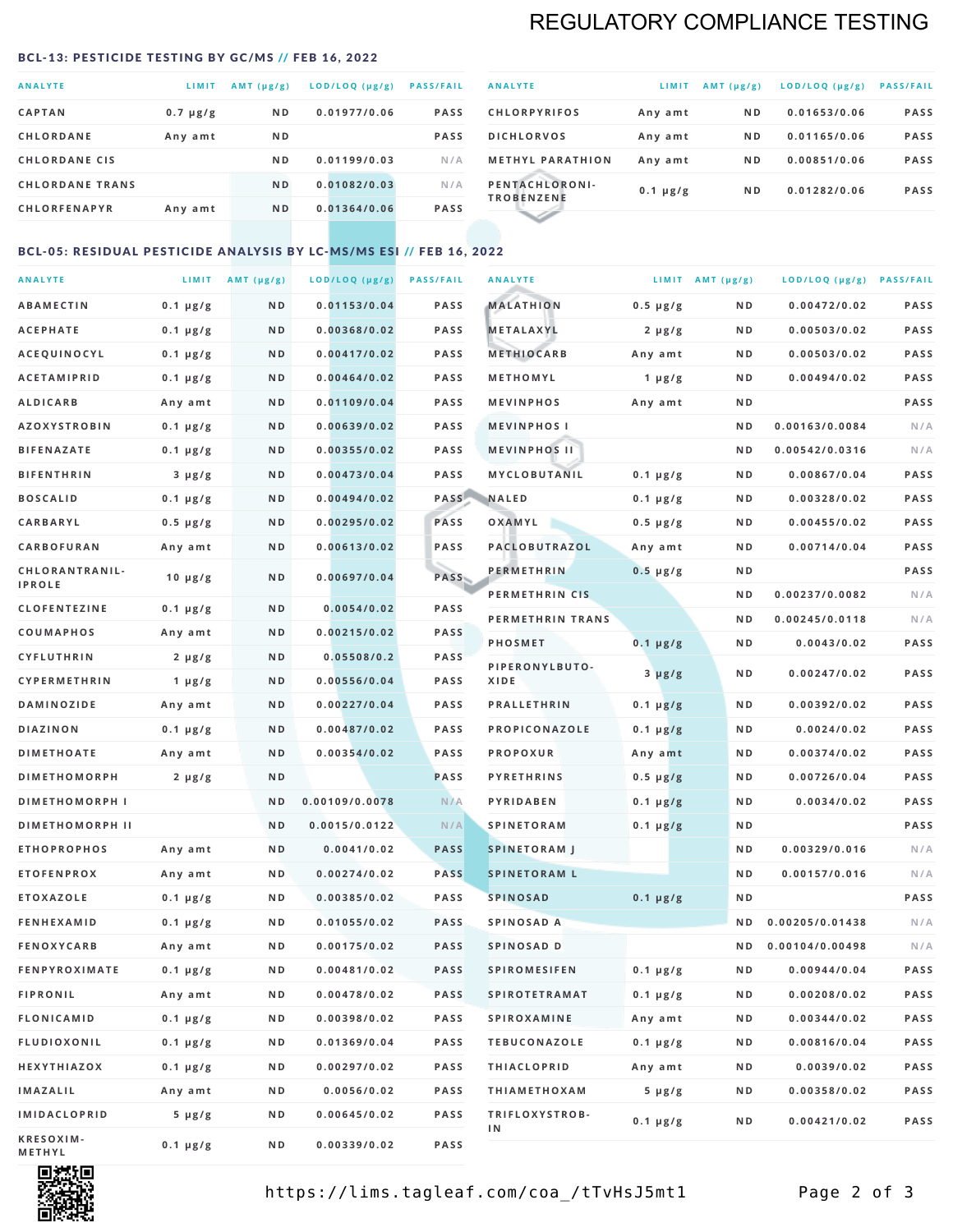# REGULATORY COMPLIANCE TESTING

## BCL-13: PESTICIDE TESTING BY GC/MS // FEB 16, 2022

| ANALYTE | LIMIT | AMT (μg/g) | LOD/LOQ (μg/g) | PASS/FAIL |
|---|---|---|---|---|
| CAPTAN | 0.7 μg/g | ND | 0.01977/0.06 | PASS |
| CHLORDANE | Any amt | ND | | PASS |
| CHLORDANE CIS | | ND | 0.01199/0.03 | N/A |
| CHLORDANE TRANS | | ND | 0.01082/0.03 | N/A |
| CHLORFENAPYR | Any amt | ND | 0.01364/0.06 | PASS |
| CHLORPYRIFOS | Any amt | ND | 0.01653/0.06 | PASS |
| DICHLORVOS | Any amt | ND | 0.01165/0.06 | PASS |
| METHYL PARATHION | Any amt | ND | 0.00851/0.06 | PASS |
| PENTACHLORONITROBENZENE | 0.1 μg/g | ND | 0.01282/0.06 | PASS |

## BCL-05: RESIDUAL PESTICIDE ANALYSIS BY LC-MS/MS ESI // FEB 16, 2022

| ANALYTE | LIMIT | AMT (μg/g) | LOD/LOQ (μg/g) | PASS/FAIL |
|---|---|---|---|---|
| ABAMECTIN | 0.1 μg/g | ND | 0.01153/0.04 | PASS |
| ACEPHATE | 0.1 μg/g | ND | 0.00368/0.02 | PASS |
| ACEQUINOCYL | 0.1 μg/g | ND | 0.00417/0.02 | PASS |
| ACETAMIPRID | 0.1 μg/g | ND | 0.00464/0.02 | PASS |
| ALDICARB | Any amt | ND | 0.01109/0.04 | PASS |
| AZOXYSTROBIN | 0.1 μg/g | ND | 0.00639/0.02 | PASS |
| BIFENAZATE | 0.1 μg/g | ND | 0.00355/0.02 | PASS |
| BIFENTHRIN | 3 μg/g | ND | 0.00473/0.04 | PASS |
| BOSCALID | 0.1 μg/g | ND | 0.00494/0.02 | PASS |
| CARBARYL | 0.5 μg/g | ND | 0.00295/0.02 | PASS |
| CARBOFURAN | Any amt | ND | 0.00613/0.02 | PASS |
| CHLORANTRANILIPROLE | 10 μg/g | ND | 0.00697/0.04 | PASS |
| CLOFENTEZINE | 0.1 μg/g | ND | 0.0054/0.02 | PASS |
| COUMAPHOS | Any amt | ND | 0.00215/0.02 | PASS |
| CYFLUTHRIN | 2 μg/g | ND | 0.05508/0.2 | PASS |
| CYPERMETHRIN | 1 μg/g | ND | 0.00556/0.04 | PASS |
| DAMINOZIDE | Any amt | ND | 0.00227/0.04 | PASS |
| DIAZINON | 0.1 μg/g | ND | 0.00487/0.02 | PASS |
| DIMETHOATE | Any amt | ND | 0.00354/0.02 | PASS |
| DIMETHOMORPH | 2 μg/g | ND | | PASS |
| DIMETHOMORPH I | | ND | 0.00109/0.0078 | N/A |
| DIMETHOMORPH II | | ND | 0.0015/0.0122 | N/A |
| ETHOPROPHOS | Any amt | ND | 0.0041/0.02 | PASS |
| ETOFENPROX | Any amt | ND | 0.00274/0.02 | PASS |
| ETOXAZOLE | 0.1 μg/g | ND | 0.00385/0.02 | PASS |
| FENHEXAMID | 0.1 μg/g | ND | 0.01055/0.02 | PASS |
| FENOXYCARB | Any amt | ND | 0.00175/0.02 | PASS |
| FENPYROXIMATE | 0.1 μg/g | ND | 0.00481/0.02 | PASS |
| FIPRONIL | Any amt | ND | 0.00478/0.02 | PASS |
| FLONICAMID | 0.1 μg/g | ND | 0.00398/0.02 | PASS |
| FLUDIOXONIL | 0.1 μg/g | ND | 0.01369/0.04 | PASS |
| HEXYTHIAZOX | 0.1 μg/g | ND | 0.00297/0.02 | PASS |
| IMAZALIL | Any amt | ND | 0.0056/0.02 | PASS |
| IMIDACLOPRID | 5 μg/g | ND | 0.00645/0.02 | PASS |
| KRESOXIM-METHYL | 0.1 μg/g | ND | 0.00339/0.02 | PASS |
| MALATHION | 0.5 μg/g | ND | 0.00472/0.02 | PASS |
| METALAXYL | 2 μg/g | ND | 0.00503/0.02 | PASS |
| METHIOCARB | Any amt | ND | 0.00503/0.02 | PASS |
| METHOMYL | 1 μg/g | ND | 0.00494/0.02 | PASS |
| MEVINPHOS | Any amt | ND | | PASS |
| MEVINPHOS I | | ND | 0.00163/0.0084 | N/A |
| MEVINPHOS II | | ND | 0.00542/0.0316 | N/A |
| MYCLOBUTANIL | 0.1 μg/g | ND | 0.00867/0.04 | PASS |
| NALED | 0.1 μg/g | ND | 0.00328/0.02 | PASS |
| OXAMYL | 0.5 μg/g | ND | 0.00455/0.02 | PASS |
| PACLOBUTRAZOL | Any amt | ND | 0.00714/0.04 | PASS |
| PERMETHRIN | 0.5 μg/g | ND | | PASS |
| PERMETHRIN CIS | | ND | 0.00237/0.0082 | N/A |
| PERMETHRIN TRANS | | ND | 0.00245/0.0118 | N/A |
| PHOSMET | 0.1 μg/g | ND | 0.0043/0.02 | PASS |
| PIPERONYLBUTOXIDE | 3 μg/g | ND | 0.00247/0.02 | PASS |
| PRALLETHRIN | 0.1 μg/g | ND | 0.00392/0.02 | PASS |
| PROPICONAZOLE | 0.1 μg/g | ND | 0.0024/0.02 | PASS |
| PROPOXUR | Any amt | ND | 0.00374/0.02 | PASS |
| PYRETHRINS | 0.5 μg/g | ND | 0.00726/0.04 | PASS |
| PYRIDABEN | 0.1 μg/g | ND | 0.0034/0.02 | PASS |
| SPINETORAM | 0.1 μg/g | ND | | PASS |
| SPINETORAM J | | ND | 0.00329/0.016 | N/A |
| SPINETORAM L | | ND | 0.00157/0.016 | N/A |
| SPINOSAD | 0.1 μg/g | ND | | PASS |
| SPINOSAD A | | ND | 0.00205/0.01438 | N/A |
| SPINOSAD D | | ND | 0.00104/0.00498 | N/A |
| SPIROMESIFEN | 0.1 μg/g | ND | 0.00944/0.04 | PASS |
| SPIROTETRAMAT | 0.1 μg/g | ND | 0.00208/0.02 | PASS |
| SPIROXAMINE | Any amt | ND | 0.00344/0.02 | PASS |
| TEBUCONAZOLE | 0.1 μg/g | ND | 0.00816/0.04 | PASS |
| THIACLOPRID | Any amt | ND | 0.0039/0.02 | PASS |
| THIAMETHOXAM | 5 μg/g | ND | 0.00358/0.02 | PASS |
| TRIFLOXYSTROBIN | 0.1 μg/g | ND | 0.00421/0.02 | PASS |

https://lims.tagleaf.com/coa_/tTvHsJ5mt1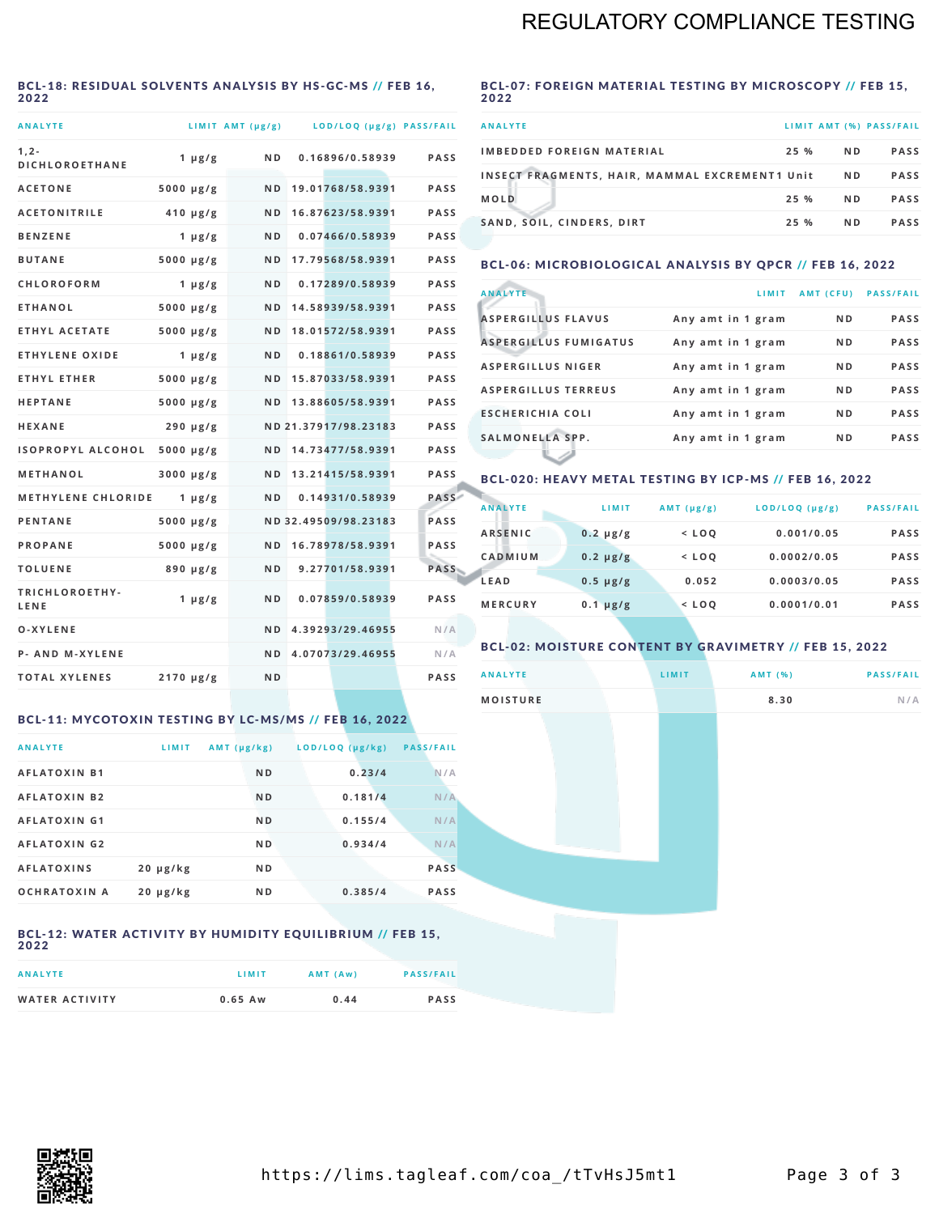# REGULATORY COMPLIANCE TESTING

## BCL-18: RESIDUAL SOLVENTS ANALYSIS BY HS-GC-MS // FEB 16, 2022

| ANALYTE | LIMIT | AMT (μg/g) | LOD/LOQ (μg/g) | PASS/FAIL |
|---|---|---|---|---|
| 1,2-DICHLOROETHANE | 1 μg/g | ND | 0.16896/0.58939 | PASS |
| ACETONE | 5000 μg/g | ND | 19.01768/58.9391 | PASS |
| ACETONITRILE | 410 μg/g | ND | 16.87623/58.9391 | PASS |
| BENZENE | 1 μg/g | ND | 0.07466/0.58939 | PASS |
| BUTANE | 5000 μg/g | ND | 17.79568/58.9391 | PASS |
| CHLOROFORM | 1 μg/g | ND | 0.17289/0.58939 | PASS |
| ETHANOL | 5000 μg/g | ND | 14.58939/58.9391 | PASS |
| ETHYL ACETATE | 5000 μg/g | ND | 18.01572/58.9391 | PASS |
| ETHYLENE OXIDE | 1 μg/g | ND | 0.18861/0.58939 | PASS |
| ETHYL ETHER | 5000 μg/g | ND | 15.87033/58.9391 | PASS |
| HEPTANE | 5000 μg/g | ND | 13.88605/58.9391 | PASS |
| HEXANE | 290 μg/g | ND | 21.37917/98.23183 | PASS |
| ISOPROPYL ALCOHOL | 5000 μg/g | ND | 14.73477/58.9391 | PASS |
| METHANOL | 3000 μg/g | ND | 13.21415/58.9391 | PASS |
| METHYLENE CHLORIDE | 1 μg/g | ND | 0.14931/0.58939 | PASS |
| PENTANE | 5000 μg/g | ND | 32.49509/98.23183 | PASS |
| PROPANE | 5000 μg/g | ND | 16.78978/58.9391 | PASS |
| TOLUENE | 890 μg/g | ND | 9.27701/58.9391 | PASS |
| TRICHLOROETHYLENE | 1 μg/g | ND | 0.07859/0.58939 | PASS |
| O-XYLENE | | ND | 4.39293/29.46955 | N/A |
| P- AND M-XYLENE | | ND | 4.07073/29.46955 | N/A |
| TOTAL XYLENES | 2170 μg/g | ND | | PASS |

## BCL-11: MYCOTOXIN TESTING BY LC-MS/MS // FEB 16, 2022

| ANALYTE | LIMIT | AMT (μg/kg) | LOD/LOQ (μg/kg) | PASS/FAIL |
|---|---|---|---|---|
| AFLATOXIN B1 | | ND | 0.23/4 | N/A |
| AFLATOXIN B2 | | ND | 0.181/4 | N/A |
| AFLATOXIN G1 | | ND | 0.155/4 | N/A |
| AFLATOXIN G2 | | ND | 0.934/4 | N/A |
| AFLATOXINS | 20 μg/kg | ND | | PASS |
| OCHRATOXIN A | 20 μg/kg | ND | 0.385/4 | PASS |

## BCL-12: WATER ACTIVITY BY HUMIDITY EQUILIBRIUM // FEB 15, 2022

| ANALYTE | LIMIT | AMT (Aw) | PASS/FAIL |
|---|---|---|---|
| WATER ACTIVITY | 0.65 Aw | 0.44 | PASS |

## BCL-07: FOREIGN MATERIAL TESTING BY MICROSCOPY // FEB 15, 2022

| ANALYTE | LIMIT | AMT (%) | PASS/FAIL |
|---|---|---|---|
| IMBEDDED FOREIGN MATERIAL | 25 % | ND | PASS |
| INSECT FRAGMENTS, HAIR, MAMMAL EXCREMENT | 1 Unit | ND | PASS |
| MOLD | 25 % | ND | PASS |
| SAND, SOIL, CINDERS, DIRT | 25 % | ND | PASS |

## BCL-06: MICROBIOLOGICAL ANALYSIS BY QPCR // FEB 16, 2022

| ANALYTE | LIMIT | AMT (CFU) | PASS/FAIL |
|---|---|---|---|
| ASPERGILLUS FLAVUS | Any amt in 1 gram | ND | PASS |
| ASPERGILLUS FUMIGATUS | Any amt in 1 gram | ND | PASS |
| ASPERGILLUS NIGER | Any amt in 1 gram | ND | PASS |
| ASPERGILLUS TERREUS | Any amt in 1 gram | ND | PASS |
| ESCHERICHIA COLI | Any amt in 1 gram | ND | PASS |
| SALMONELLA SPP. | Any amt in 1 gram | ND | PASS |

## BCL-020: HEAVY METAL TESTING BY ICP-MS // FEB 16, 2022

| ANALYTE | LIMIT | AMT (μg/g) | LOD/LOQ (μg/g) | PASS/FAIL |
|---|---|---|---|---|
| ARSENIC | 0.2 μg/g | < LOQ | 0.001/0.05 | PASS |
| CADMIUM | 0.2 μg/g | < LOQ | 0.0002/0.05 | PASS |
| LEAD | 0.5 μg/g | 0.052 | 0.0003/0.05 | PASS |
| MERCURY | 0.1 μg/g | < LOQ | 0.0001/0.01 | PASS |

## BCL-02: MOISTURE CONTENT BY GRAVIMETRY // FEB 15, 2022

| ANALYTE | LIMIT | AMT (%) | PASS/FAIL |
|---|---|---|---|
| MOISTURE | | 8.30 | N/A |

https://lims.tagleaf.com/coa_/tTvHsJ5mt1